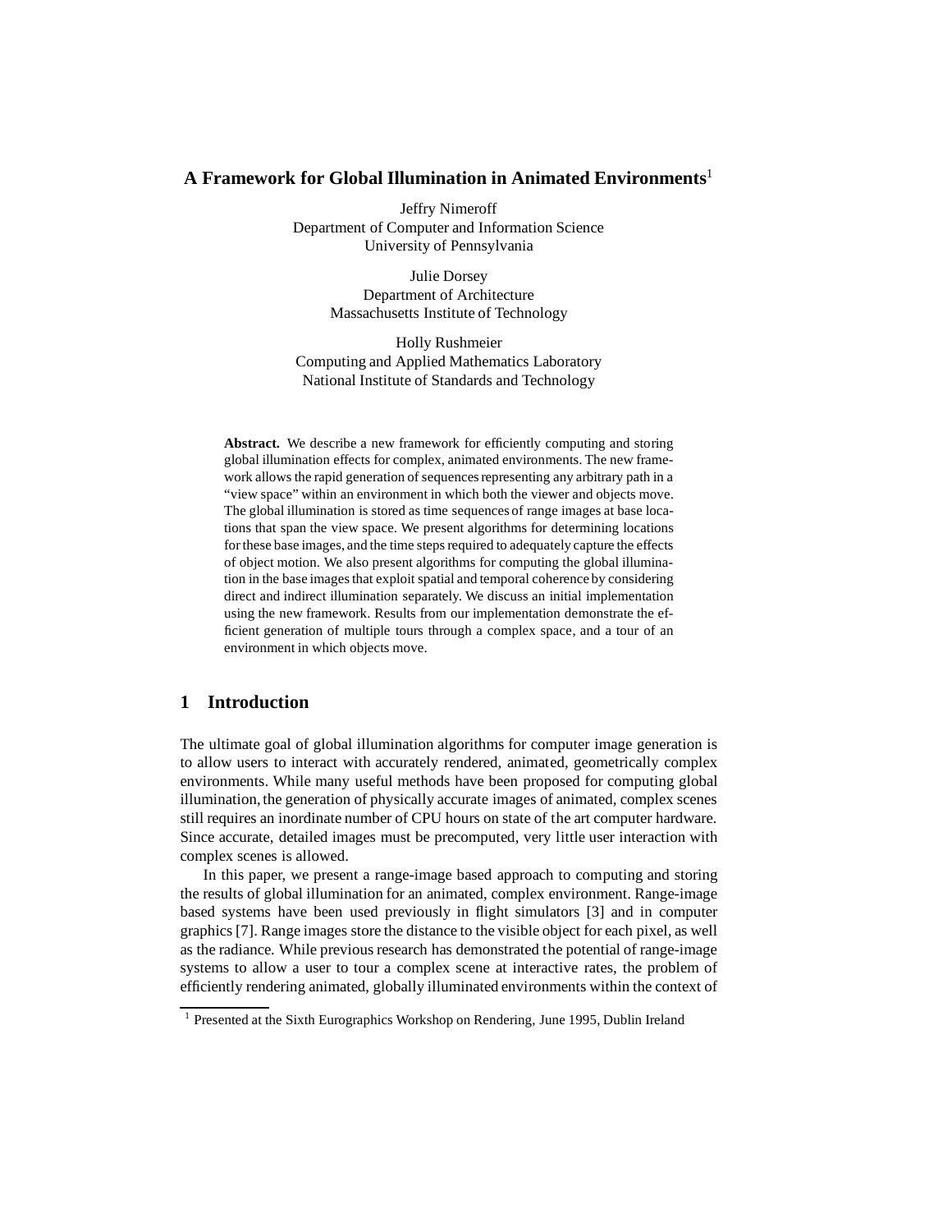# A Framework for Global Illumination in Animated Environments[1]

Jeffry Nimeroff
Department of Computer and Information Science
University of Pennsylvania

Julie Dorsey
Department of Architecture
Massachusetts Institute of Technology

Holly Rushmeier
Computing and Applied Mathematics Laboratory
National Institute of Standards and Technology

**Abstract.** We describe a new framework for efficiently computing and storing global illumination effects for complex, animated environments. The new framework allows the rapid generation of sequences representing any arbitrary path in a "view space" within an environment in which both the viewer and objects move. The global illumination is stored as time sequences of range images at base locations that span the view space. We present algorithms for determining locations for these base images, and the time steps required to adequately capture the effects of object motion. We also present algorithms for computing the global illumination in the base images that exploit spatial and temporal coherence by considering direct and indirect illumination separately. We discuss an initial implementation using the new framework. Results from our implementation demonstrate the efficient generation of multiple tours through a complex space, and a tour of an environment in which objects move.

## 1 Introduction

The ultimate goal of global illumination algorithms for computer image generation is to allow users to interact with accurately rendered, animated, geometrically complex environments. While many useful methods have been proposed for computing global illumination, the generation of physically accurate images of animated, complex scenes still requires an inordinate number of CPU hours on state of the art computer hardware. Since accurate, detailed images must be precomputed, very little user interaction with complex scenes is allowed.

In this paper, we present a range-image based approach to computing and storing the results of global illumination for an animated, complex environment. Range-image based systems have been used previously in flight simulators [3] and in computer graphics [7]. Range images store the distance to the visible object for each pixel, as well as the radiance. While previous research has demonstrated the potential of range-image systems to allow a user to tour a complex scene at interactive rates, the problem of efficiently rendering animated, globally illuminated environments within the context of

[1] Presented at the Sixth Eurographics Workshop on Rendering, June 1995, Dublin Ireland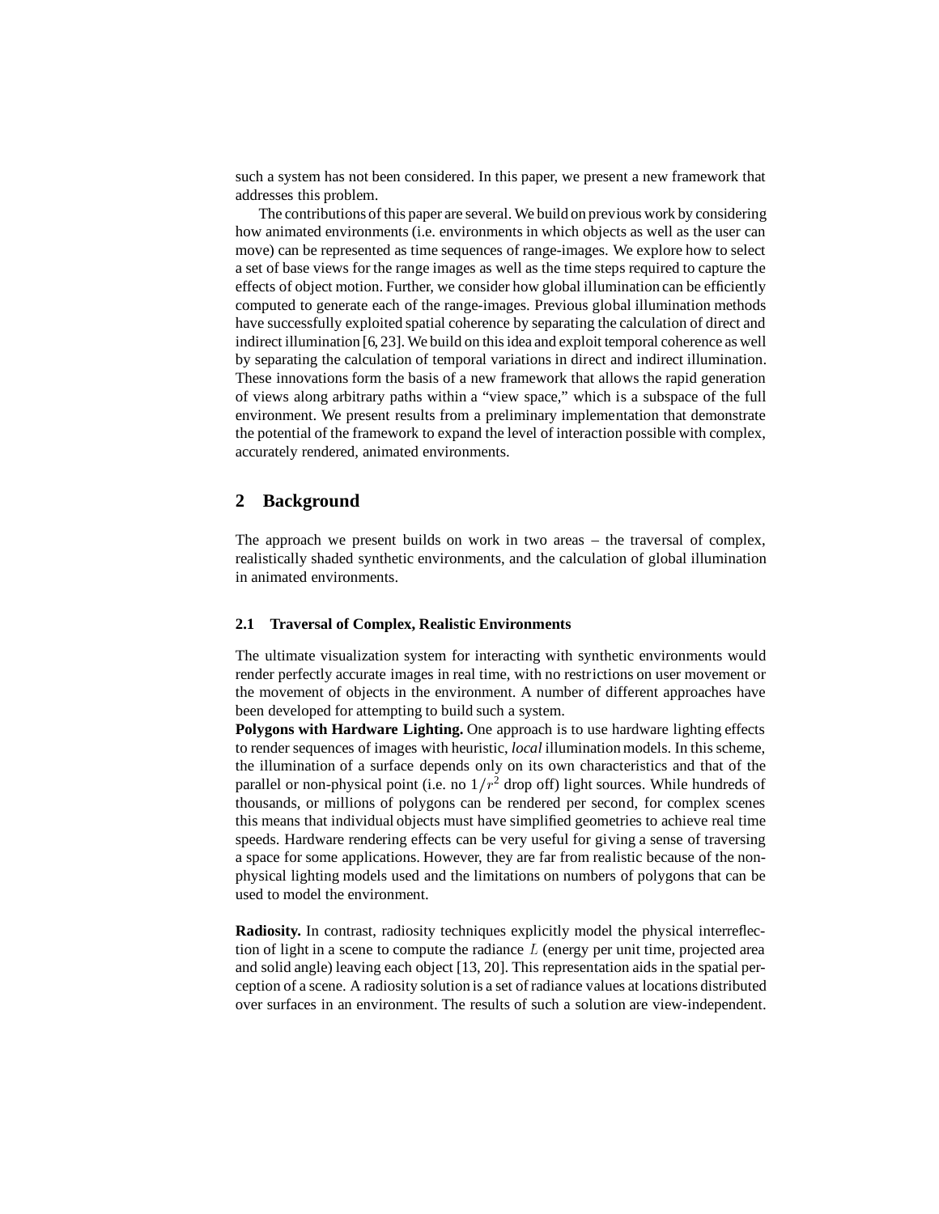such a system has not been considered. In this paper, we present a new framework that addresses this problem.

The contributions of this paper are several. We build on previous work by considering how animated environments (i.e. environments in which objects as well as the user can move) can be represented as time sequences of range-images. We explore how to select a set of base views for the range images as well as the time steps required to capture the effects of object motion. Further, we consider how global illumination can be efficiently computed to generate each of the range-images. Previous global illumination methods have successfully exploited spatial coherence by separating the calculation of direct and indirect illumination [6, 23]. We build on this idea and exploit temporal coherence as well by separating the calculation of temporal variations in direct and indirect illumination. These innovations form the basis of a new framework that allows the rapid generation of views along arbitrary paths within a "view space," which is a subspace of the full environment. We present results from a preliminary implementation that demonstrate the potential of the framework to expand the level of interaction possible with complex, accurately rendered, animated environments.

## 2 Background

The approach we present builds on work in two areas – the traversal of complex, realistically shaded synthetic environments, and the calculation of global illumination in animated environments.

### 2.1 Traversal of Complex, Realistic Environments

The ultimate visualization system for interacting with synthetic environments would render perfectly accurate images in real time, with no restrictions on user movement or the movement of objects in the environment. A number of different approaches have been developed for attempting to build such a system.

**Polygons with Hardware Lighting.** One approach is to use hardware lighting effects to render sequences of images with heuristic, *local* illumination models. In this scheme, the illumination of a surface depends only on its own characteristics and that of the parallel or non-physical point (i.e. no $1/r^2$ drop off) light sources. While hundreds of thousands, or millions of polygons can be rendered per second, for complex scenes this means that individual objects must have simplified geometries to achieve real time speeds. Hardware rendering effects can be very useful for giving a sense of traversing a space for some applications. However, they are far from realistic because of the non-physical lighting models used and the limitations on numbers of polygons that can be used to model the environment.

**Radiosity.** In contrast, radiosity techniques explicitly model the physical interreflection of light in a scene to compute the radiance $L$ (energy per unit time, projected area and solid angle) leaving each object [13, 20]. This representation aids in the spatial perception of a scene. A radiosity solution is a set of radiance values at locations distributed over surfaces in an environment. The results of such a solution are view-independent.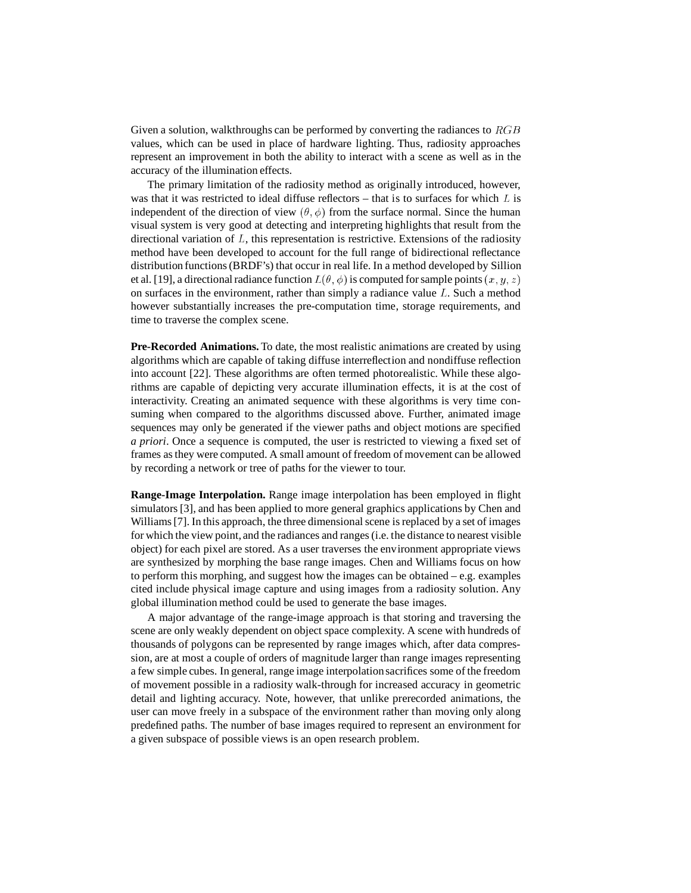Given a solution, walkthroughs can be performed by converting the radiances to $RGB$ values, which can be used in place of hardware lighting. Thus, radiosity approaches represent an improvement in both the ability to interact with a scene as well as in the accuracy of the illumination effects.

The primary limitation of the radiosity method as originally introduced, however, was that it was restricted to ideal diffuse reflectors – that is to surfaces for which $L$ is independent of the direction of view $(\theta, \phi)$ from the surface normal. Since the human visual system is very good at detecting and interpreting highlights that result from the directional variation of $L$, this representation is restrictive. Extensions of the radiosity method have been developed to account for the full range of bidirectional reflectance distribution functions (BRDF's) that occur in real life. In a method developed by Sillion et al. [19], a directional radiance function $L(\theta, \phi)$ is computed for sample points $(x, y, z)$ on surfaces in the environment, rather than simply a radiance value $L$. Such a method however substantially increases the pre-computation time, storage requirements, and time to traverse the complex scene.

**Pre-Recorded Animations.** To date, the most realistic animations are created by using algorithms which are capable of taking diffuse interreflection and nondiffuse reflection into account [22]. These algorithms are often termed photorealistic. While these algorithms are capable of depicting very accurate illumination effects, it is at the cost of interactivity. Creating an animated sequence with these algorithms is very time consuming when compared to the algorithms discussed above. Further, animated image sequences may only be generated if the viewer paths and object motions are specified *a priori*. Once a sequence is computed, the user is restricted to viewing a fixed set of frames as they were computed. A small amount of freedom of movement can be allowed by recording a network or tree of paths for the viewer to tour.

**Range-Image Interpolation.** Range image interpolation has been employed in flight simulators [3], and has been applied to more general graphics applications by Chen and Williams [7]. In this approach, the three dimensional scene is replaced by a set of images for which the view point, and the radiances and ranges (i.e. the distance to nearest visible object) for each pixel are stored. As a user traverses the environment appropriate views are synthesized by morphing the base range images. Chen and Williams focus on how to perform this morphing, and suggest how the images can be obtained – e.g. examples cited include physical image capture and using images from a radiosity solution. Any global illumination method could be used to generate the base images.

A major advantage of the range-image approach is that storing and traversing the scene are only weakly dependent on object space complexity. A scene with hundreds of thousands of polygons can be represented by range images which, after data compression, are at most a couple of orders of magnitude larger than range images representing a few simple cubes. In general, range image interpolation sacrifices some of the freedom of movement possible in a radiosity walk-through for increased accuracy in geometric detail and lighting accuracy. Note, however, that unlike prerecorded animations, the user can move freely in a subspace of the environment rather than moving only along predefined paths. The number of base images required to represent an environment for a given subspace of possible views is an open research problem.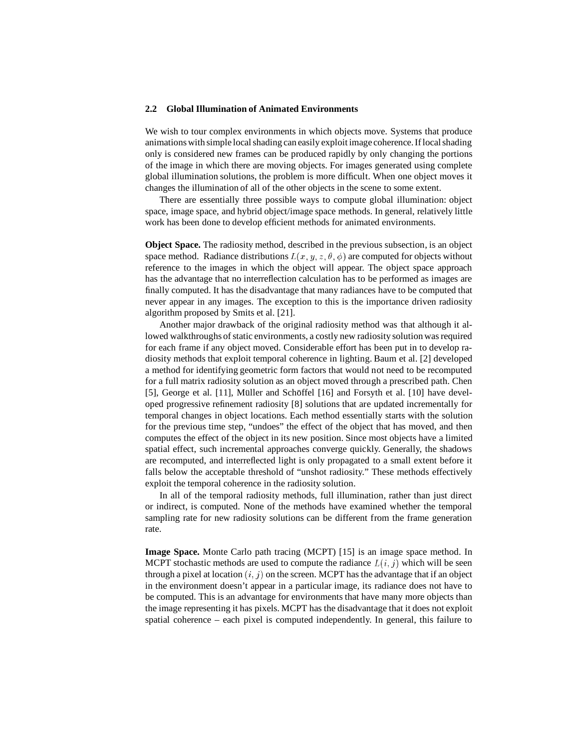### 2.2 Global Illumination of Animated Environments

We wish to tour complex environments in which objects move. Systems that produce animations with simple local shading can easily exploit image coherence. If local shading only is considered new frames can be produced rapidly by only changing the portions of the image in which there are moving objects. For images generated using complete global illumination solutions, the problem is more difficult. When one object moves it changes the illumination of all of the other objects in the scene to some extent.

There are essentially three possible ways to compute global illumination: object space, image space, and hybrid object/image space methods. In general, relatively little work has been done to develop efficient methods for animated environments.

**Object Space.** The radiosity method, described in the previous subsection, is an object space method. Radiance distributions $L(x, y, z, \theta, \phi)$ are computed for objects without reference to the images in which the object will appear. The object space approach has the advantage that no interreflection calculation has to be performed as images are finally computed. It has the disadvantage that many radiances have to be computed that never appear in any images. The exception to this is the importance driven radiosity algorithm proposed by Smits et al. [21].

Another major drawback of the original radiosity method was that although it allowed walkthroughs of static environments, a costly new radiosity solution was required for each frame if any object moved. Considerable effort has been put in to develop radiosity methods that exploit temporal coherence in lighting. Baum et al. [2] developed a method for identifying geometric form factors that would not need to be recomputed for a full matrix radiosity solution as an object moved through a prescribed path. Chen [5], George et al. [11], Müller and Schöffel [16] and Forsyth et al. [10] have developed progressive refinement radiosity [8] solutions that are updated incrementally for temporal changes in object locations. Each method essentially starts with the solution for the previous time step, "undoes" the effect of the object that has moved, and then computes the effect of the object in its new position. Since most objects have a limited spatial effect, such incremental approaches converge quickly. Generally, the shadows are recomputed, and interreflected light is only propagated to a small extent before it falls below the acceptable threshold of "unshot radiosity." These methods effectively exploit the temporal coherence in the radiosity solution.

In all of the temporal radiosity methods, full illumination, rather than just direct or indirect, is computed. None of the methods have examined whether the temporal sampling rate for new radiosity solutions can be different from the frame generation rate.

**Image Space.** Monte Carlo path tracing (MCPT) [15] is an image space method. In MCPT stochastic methods are used to compute the radiance $L(i, j)$ which will be seen through a pixel at location $(i, j)$ on the screen. MCPT has the advantage that if an object in the environment doesn't appear in a particular image, its radiance does not have to be computed. This is an advantage for environments that have many more objects than the image representing it has pixels. MCPT has the disadvantage that it does not exploit spatial coherence – each pixel is computed independently. In general, this failure to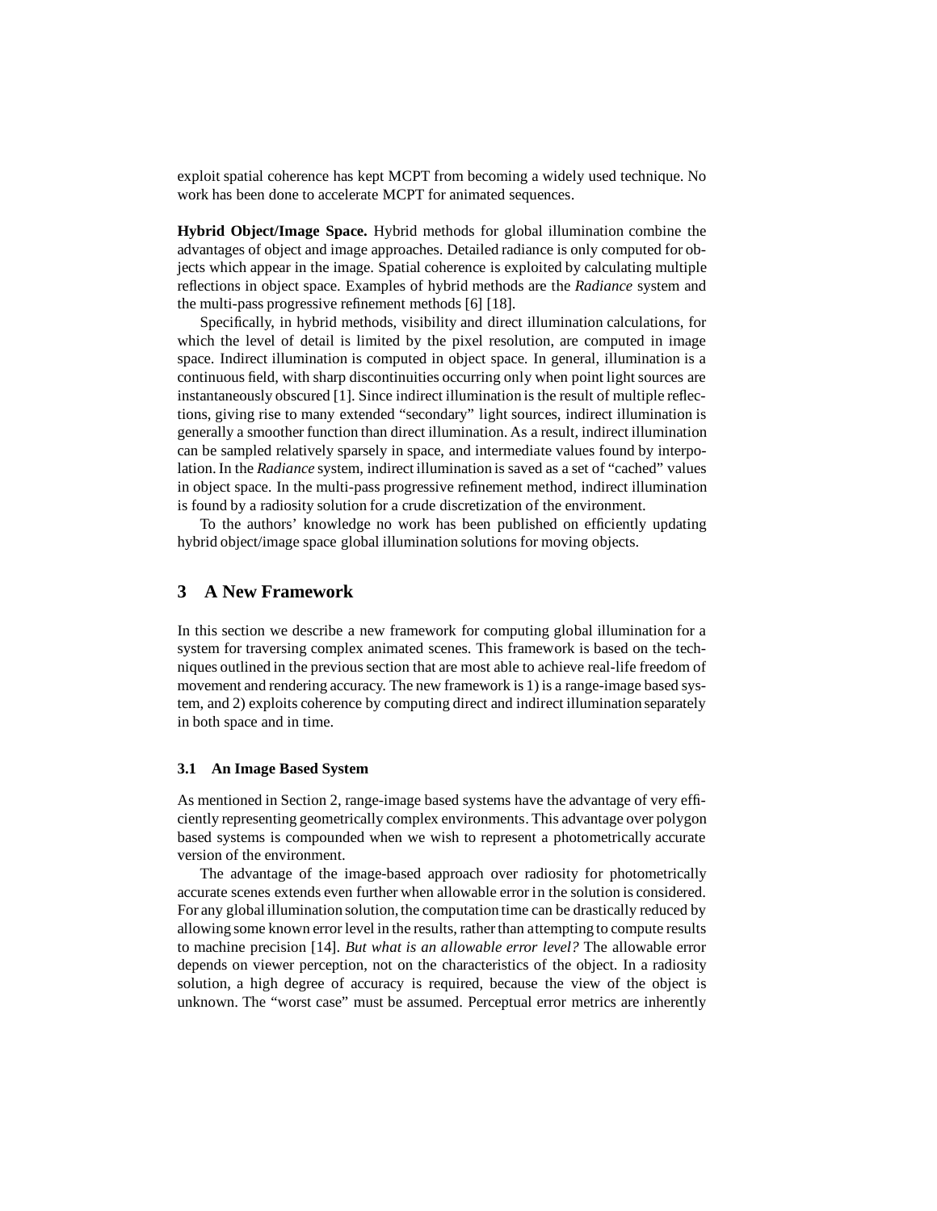exploit spatial coherence has kept MCPT from becoming a widely used technique. No work has been done to accelerate MCPT for animated sequences.

**Hybrid Object/Image Space.** Hybrid methods for global illumination combine the advantages of object and image approaches. Detailed radiance is only computed for objects which appear in the image. Spatial coherence is exploited by calculating multiple reflections in object space. Examples of hybrid methods are the *Radiance* system and the multi-pass progressive refinement methods [6] [18].

Specifically, in hybrid methods, visibility and direct illumination calculations, for which the level of detail is limited by the pixel resolution, are computed in image space. Indirect illumination is computed in object space. In general, illumination is a continuous field, with sharp discontinuities occurring only when point light sources are instantaneously obscured [1]. Since indirect illumination is the result of multiple reflections, giving rise to many extended "secondary" light sources, indirect illumination is generally a smoother function than direct illumination. As a result, indirect illumination can be sampled relatively sparsely in space, and intermediate values found by interpolation. In the *Radiance* system, indirect illumination is saved as a set of "cached" values in object space. In the multi-pass progressive refinement method, indirect illumination is found by a radiosity solution for a crude discretization of the environment.

To the authors' knowledge no work has been published on efficiently updating hybrid object/image space global illumination solutions for moving objects.

## 3 A New Framework

In this section we describe a new framework for computing global illumination for a system for traversing complex animated scenes. This framework is based on the techniques outlined in the previous section that are most able to achieve real-life freedom of movement and rendering accuracy. The new framework is 1) is a range-image based system, and 2) exploits coherence by computing direct and indirect illumination separately in both space and in time.

### 3.1 An Image Based System

As mentioned in Section 2, range-image based systems have the advantage of very efficiently representing geometrically complex environments. This advantage over polygon based systems is compounded when we wish to represent a photometrically accurate version of the environment.

The advantage of the image-based approach over radiosity for photometrically accurate scenes extends even further when allowable error in the solution is considered. For any global illumination solution, the computation time can be drastically reduced by allowing some known error level in the results, rather than attempting to compute results to machine precision [14]. *But what is an allowable error level?* The allowable error depends on viewer perception, not on the characteristics of the object. In a radiosity solution, a high degree of accuracy is required, because the view of the object is unknown. The "worst case" must be assumed. Perceptual error metrics are inherently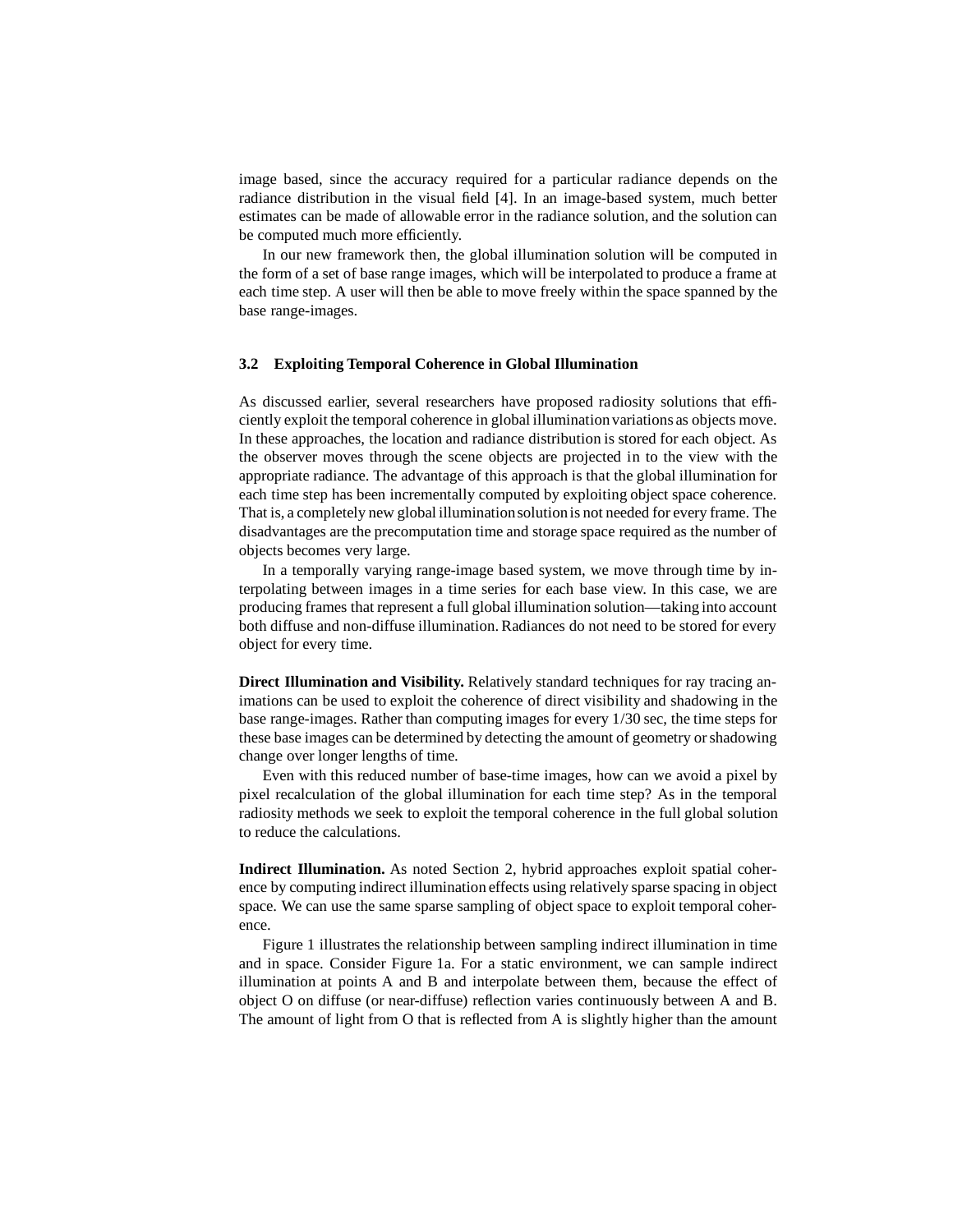image based, since the accuracy required for a particular radiance depends on the radiance distribution in the visual field [4]. In an image-based system, much better estimates can be made of allowable error in the radiance solution, and the solution can be computed much more efficiently.

In our new framework then, the global illumination solution will be computed in the form of a set of base range images, which will be interpolated to produce a frame at each time step. A user will then be able to move freely within the space spanned by the base range-images.

### 3.2 Exploiting Temporal Coherence in Global Illumination

As discussed earlier, several researchers have proposed radiosity solutions that efficiently exploit the temporal coherence in global illumination variations as objects move. In these approaches, the location and radiance distribution is stored for each object. As the observer moves through the scene objects are projected in to the view with the appropriate radiance. The advantage of this approach is that the global illumination for each time step has been incrementally computed by exploiting object space coherence. That is, a completely new global illumination solution is not needed for every frame. The disadvantages are the precomputation time and storage space required as the number of objects becomes very large.

In a temporally varying range-image based system, we move through time by interpolating between images in a time series for each base view. In this case, we are producing frames that represent a full global illumination solution—taking into account both diffuse and non-diffuse illumination. Radiances do not need to be stored for every object for every time.

**Direct Illumination and Visibility.** Relatively standard techniques for ray tracing animations can be used to exploit the coherence of direct visibility and shadowing in the base range-images. Rather than computing images for every 1/30 sec, the time steps for these base images can be determined by detecting the amount of geometry or shadowing change over longer lengths of time.

Even with this reduced number of base-time images, how can we avoid a pixel by pixel recalculation of the global illumination for each time step? As in the temporal radiosity methods we seek to exploit the temporal coherence in the full global solution to reduce the calculations.

**Indirect Illumination.** As noted Section 2, hybrid approaches exploit spatial coherence by computing indirect illumination effects using relatively sparse spacing in object space. We can use the same sparse sampling of object space to exploit temporal coherence.

Figure 1 illustrates the relationship between sampling indirect illumination in time and in space. Consider Figure 1a. For a static environment, we can sample indirect illumination at points A and B and interpolate between them, because the effect of object O on diffuse (or near-diffuse) reflection varies continuously between A and B. The amount of light from O that is reflected from A is slightly higher than the amount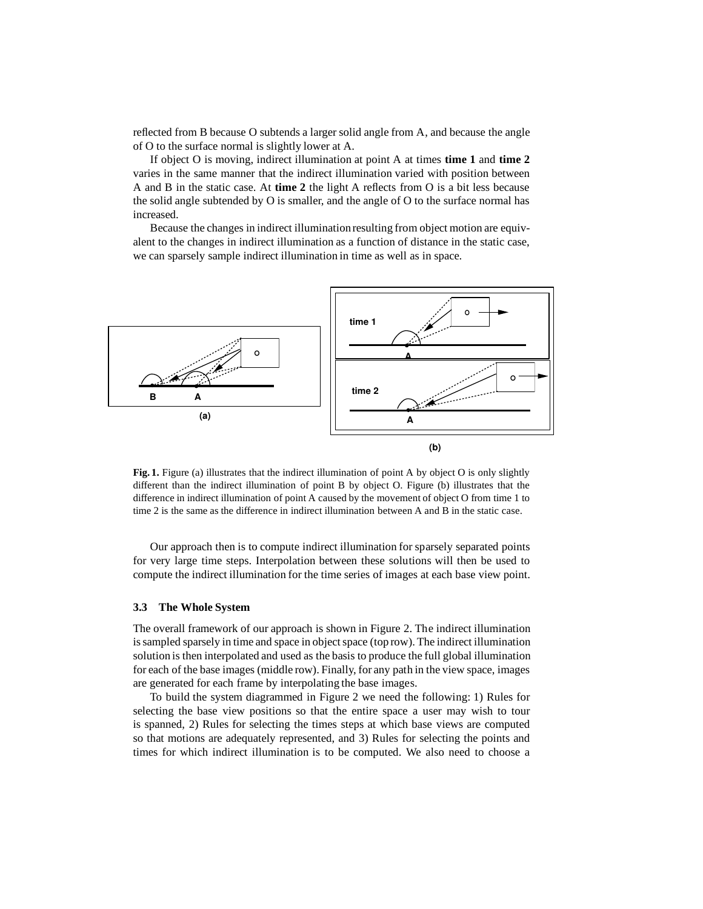reflected from B because O subtends a larger solid angle from A, and because the angle of O to the surface normal is slightly lower at A.

If object O is moving, indirect illumination at point A at times **time 1** and **time 2** varies in the same manner that the indirect illumination varied with position between A and B in the static case. At **time 2** the light A reflects from O is a bit less because the solid angle subtended by O is smaller, and the angle of O to the surface normal has increased.

Because the changes in indirect illumination resulting from object motion are equivalent to the changes in indirect illumination as a function of distance in the static case, we can sparsely sample indirect illumination in time as well as in space.

**Fig. 1.** Figure (a) illustrates that the indirect illumination of point A by object O is only slightly different than the indirect illumination of point B by object O. Figure (b) illustrates that the difference in indirect illumination of point A caused by the movement of object O from time 1 to time 2 is the same as the difference in indirect illumination between A and B in the static case.

Our approach then is to compute indirect illumination for sparsely separated points for very large time steps. Interpolation between these solutions will then be used to compute the indirect illumination for the time series of images at each base view point.

### 3.3 The Whole System

The overall framework of our approach is shown in Figure 2. The indirect illumination is sampled sparsely in time and space in object space (top row). The indirect illumination solution is then interpolated and used as the basis to produce the full global illumination for each of the base images (middle row). Finally, for any path in the view space, images are generated for each frame by interpolating the base images.

To build the system diagrammed in Figure 2 we need the following: 1) Rules for selecting the base view positions so that the entire space a user may wish to tour is spanned, 2) Rules for selecting the times steps at which base views are computed so that motions are adequately represented, and 3) Rules for selecting the points and times for which indirect illumination is to be computed. We also need to choose a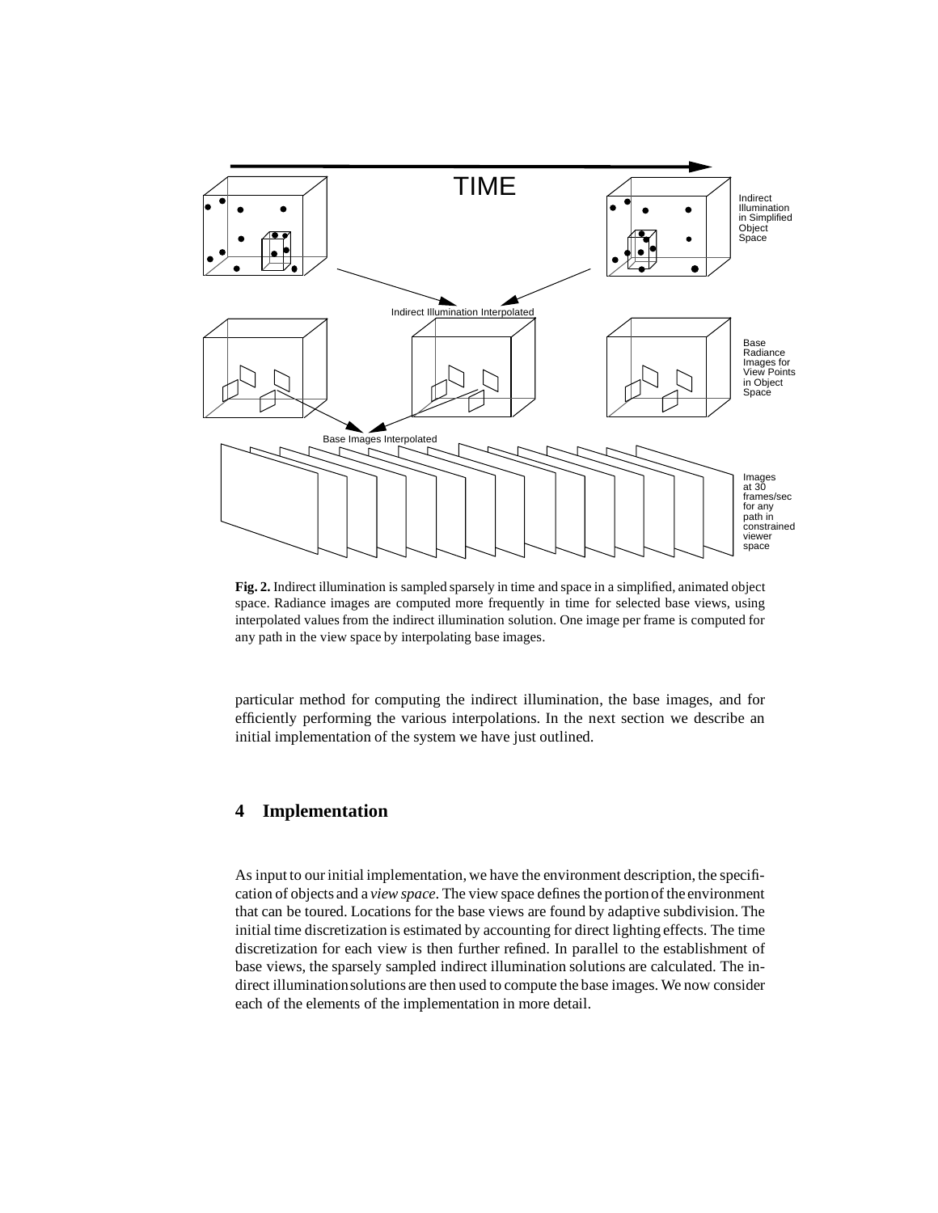**Fig. 2.** Indirect illumination is sampled sparsely in time and space in a simplified, animated object space. Radiance images are computed more frequently in time for selected base views, using interpolated values from the indirect illumination solution. One image per frame is computed for any path in the view space by interpolating base images.

particular method for computing the indirect illumination, the base images, and for efficiently performing the various interpolations. In the next section we describe an initial implementation of the system we have just outlined.

## 4 Implementation

As input to our initial implementation, we have the environment description, the specification of objects and a *view space*. The view space defines the portion of the environment that can be toured. Locations for the base views are found by adaptive subdivision. The initial time discretization is estimated by accounting for direct lighting effects. The time discretization for each view is then further refined. In parallel to the establishment of base views, the sparsely sampled indirect illumination solutions are calculated. The indirect illumination solutions are then used to compute the base images. We now consider each of the elements of the implementation in more detail.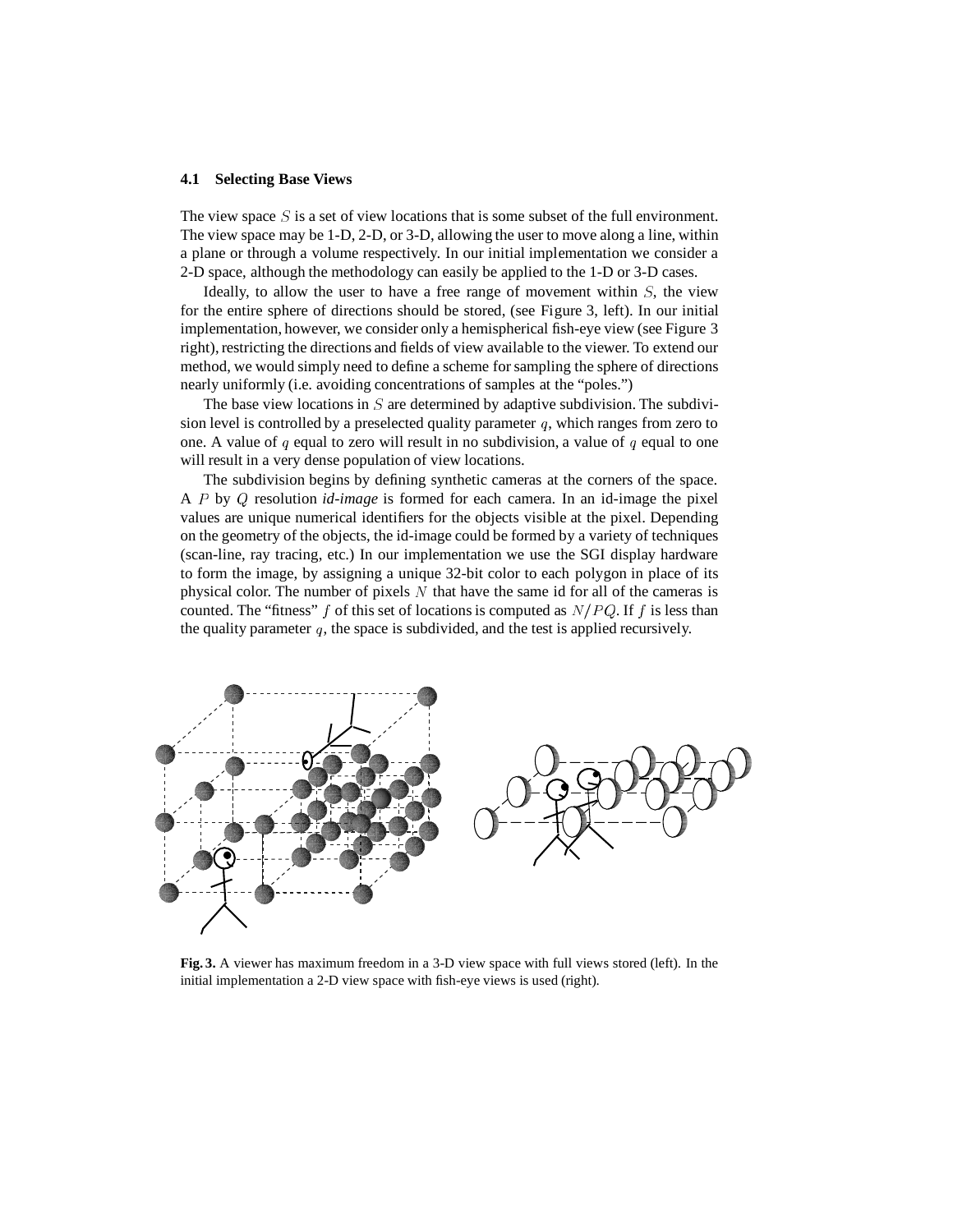### 4.1 Selecting Base Views

The view space $S$ is a set of view locations that is some subset of the full environment. The view space may be 1-D, 2-D, or 3-D, allowing the user to move along a line, within a plane or through a volume respectively. In our initial implementation we consider a 2-D space, although the methodology can easily be applied to the 1-D or 3-D cases.

Ideally, to allow the user to have a free range of movement within $S$, the view for the entire sphere of directions should be stored, (see Figure 3, left). In our initial implementation, however, we consider only a hemispherical fish-eye view (see Figure 3 right), restricting the directions and fields of view available to the viewer. To extend our method, we would simply need to define a scheme for sampling the sphere of directions nearly uniformly (i.e. avoiding concentrations of samples at the "poles.")

The base view locations in $S$ are determined by adaptive subdivision. The subdivision level is controlled by a preselected quality parameter $q$, which ranges from zero to one. A value of $q$ equal to zero will result in no subdivision, a value of $q$ equal to one will result in a very dense population of view locations.

The subdivision begins by defining synthetic cameras at the corners of the space. A $P$ by $Q$ resolution *id-image* is formed for each camera. In an id-image the pixel values are unique numerical identifiers for the objects visible at the pixel. Depending on the geometry of the objects, the id-image could be formed by a variety of techniques (scan-line, ray tracing, etc.) In our implementation we use the SGI display hardware to form the image, by assigning a unique 32-bit color to each polygon in place of its physical color. The number of pixels $N$ that have the same id for all of the cameras is counted. The "fitness" $f$ of this set of locations is computed as $N/PQ$. If $f$ is less than the quality parameter $q$, the space is subdivided, and the test is applied recursively.

**Fig. 3.** A viewer has maximum freedom in a 3-D view space with full views stored (left). In the initial implementation a 2-D view space with fish-eye views is used (right).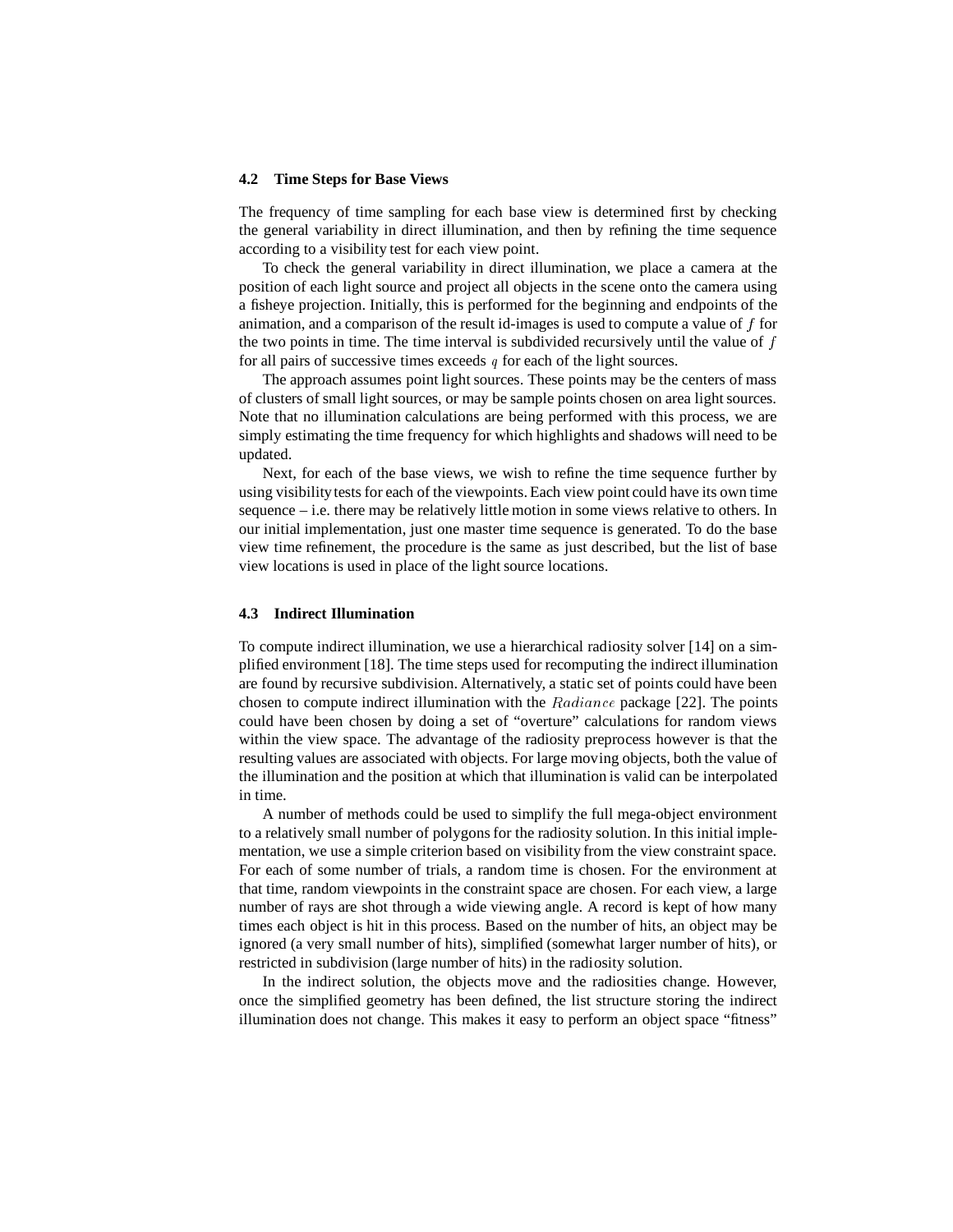### 4.2 Time Steps for Base Views

The frequency of time sampling for each base view is determined first by checking the general variability in direct illumination, and then by refining the time sequence according to a visibility test for each view point.

To check the general variability in direct illumination, we place a camera at the position of each light source and project all objects in the scene onto the camera using a fisheye projection. Initially, this is performed for the beginning and endpoints of the animation, and a comparison of the result id-images is used to compute a value of $f$ for the two points in time. The time interval is subdivided recursively until the value of $f$ for all pairs of successive times exceeds $q$ for each of the light sources.

The approach assumes point light sources. These points may be the centers of mass of clusters of small light sources, or may be sample points chosen on area light sources. Note that no illumination calculations are being performed with this process, we are simply estimating the time frequency for which highlights and shadows will need to be updated.

Next, for each of the base views, we wish to refine the time sequence further by using visibility tests for each of the viewpoints. Each view point could have its own time sequence – i.e. there may be relatively little motion in some views relative to others. In our initial implementation, just one master time sequence is generated. To do the base view time refinement, the procedure is the same as just described, but the list of base view locations is used in place of the light source locations.

### 4.3 Indirect Illumination

To compute indirect illumination, we use a hierarchical radiosity solver [14] on a simplified environment [18]. The time steps used for recomputing the indirect illumination are found by recursive subdivision. Alternatively, a static set of points could have been chosen to compute indirect illumination with the $Radiance$ package [22]. The points could have been chosen by doing a set of "overture" calculations for random views within the view space. The advantage of the radiosity preprocess however is that the resulting values are associated with objects. For large moving objects, both the value of the illumination and the position at which that illumination is valid can be interpolated in time.

A number of methods could be used to simplify the full mega-object environment to a relatively small number of polygons for the radiosity solution. In this initial implementation, we use a simple criterion based on visibility from the view constraint space. For each of some number of trials, a random time is chosen. For the environment at that time, random viewpoints in the constraint space are chosen. For each view, a large number of rays are shot through a wide viewing angle. A record is kept of how many times each object is hit in this process. Based on the number of hits, an object may be ignored (a very small number of hits), simplified (somewhat larger number of hits), or restricted in subdivision (large number of hits) in the radiosity solution.

In the indirect solution, the objects move and the radiosities change. However, once the simplified geometry has been defined, the list structure storing the indirect illumination does not change. This makes it easy to perform an object space "fitness"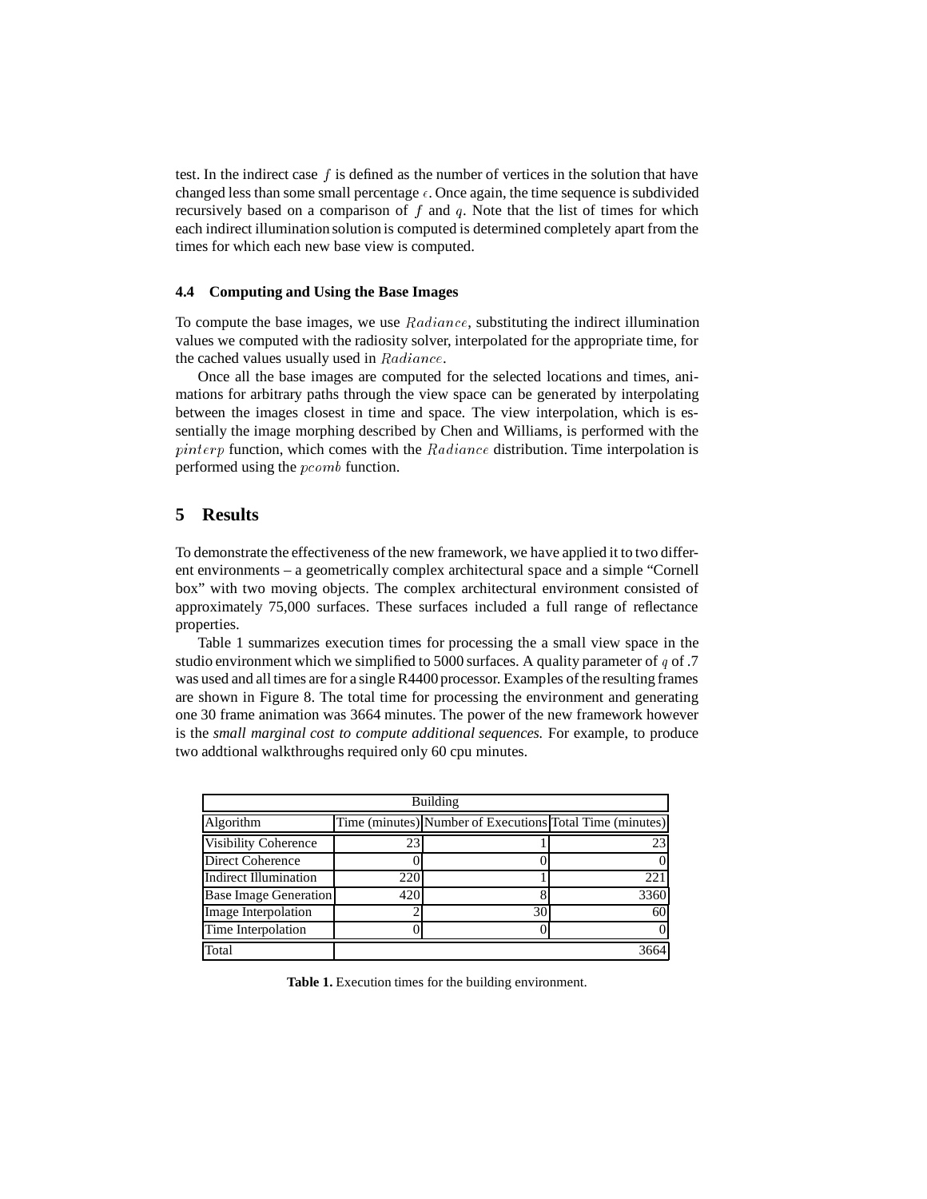test. In the indirect case $f$ is defined as the number of vertices in the solution that have changed less than some small percentage $\epsilon$. Once again, the time sequence is subdivided recursively based on a comparison of $f$ and $q$. Note that the list of times for which each indirect illumination solution is computed is determined completely apart from the times for which each new base view is computed.

### 4.4 Computing and Using the Base Images

To compute the base images, we use $Radiance$, substituting the indirect illumination values we computed with the radiosity solver, interpolated for the appropriate time, for the cached values usually used in $Radiance$.

Once all the base images are computed for the selected locations and times, animations for arbitrary paths through the view space can be generated by interpolating between the images closest in time and space. The view interpolation, which is essentially the image morphing described by Chen and Williams, is performed with the $pinterp$ function, which comes with the $Radiance$ distribution. Time interpolation is performed using the $pcomb$ function.

## 5 Results

To demonstrate the effectiveness of the new framework, we have applied it to two different environments – a geometrically complex architectural space and a simple "Cornell box" with two moving objects. The complex architectural environment consisted of approximately 75,000 surfaces. These surfaces included a full range of reflectance properties.

Table 1 summarizes execution times for processing the a small view space in the studio environment which we simplified to 5000 surfaces. A quality parameter of $q$ of .7 was used and all times are for a single R4400 processor. Examples of the resulting frames are shown in Figure 8. The total time for processing the environment and generating one 30 frame animation was 3664 minutes. The power of the new framework however is the *small marginal cost to compute additional sequences.* For example, to produce two addtional walkthroughs required only 60 cpu minutes.

| Building | | | |
|---|---|---|---|
| Algorithm | Time (minutes) | Number of Executions | Total Time (minutes) |
| Visibility Coherence | 23 | 1 | 23 |
| Direct Coherence | 0 | 0 | 0 |
| Indirect Illumination | 220 | 1 | 221 |
| Base Image Generation | 420 | 8 | 3360 |
| Image Interpolation | 2 | 30 | 60 |
| Time Interpolation | 0 | 0 | 0 |
| Total | | | 3664 |

**Table 1.** Execution times for the building environment.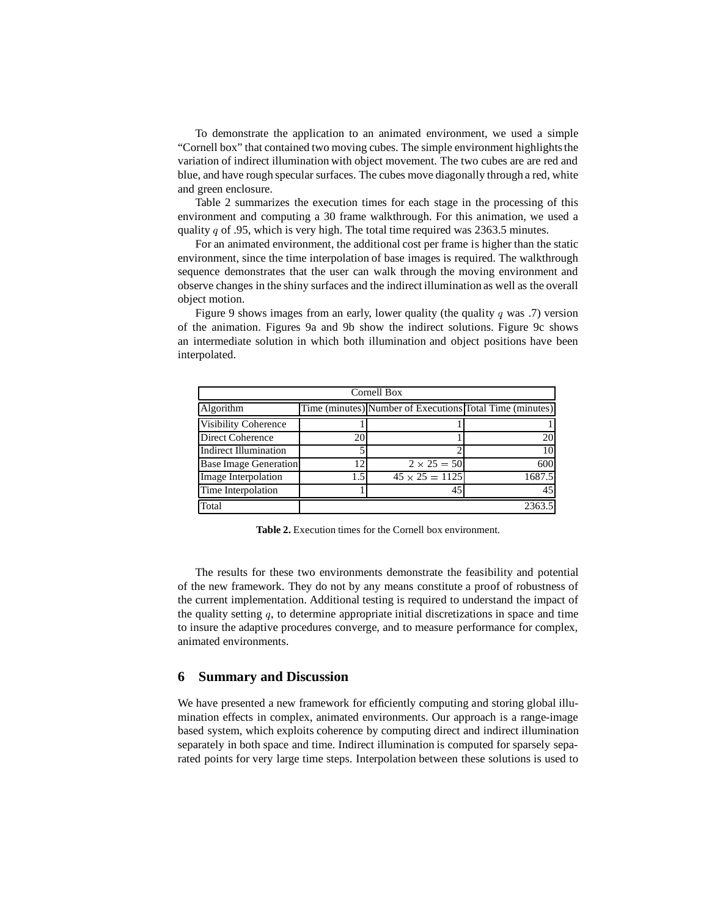To demonstrate the application to an animated environment, we used a simple "Cornell box" that contained two moving cubes. The simple environment highlights the variation of indirect illumination with object movement. The two cubes are are red and blue, and have rough specular surfaces. The cubes move diagonally through a red, white and green enclosure.

Table 2 summarizes the execution times for each stage in the processing of this environment and computing a 30 frame walkthrough. For this animation, we used a quality $q$ of .95, which is very high. The total time required was 2363.5 minutes.

For an animated environment, the additional cost per frame is higher than the static environment, since the time interpolation of base images is required. The walkthrough sequence demonstrates that the user can walk through the moving environment and observe changes in the shiny surfaces and the indirect illumination as well as the overall object motion.

Figure 9 shows images from an early, lower quality (the quality $q$ was .7) version of the animation. Figures 9a and 9b show the indirect solutions. Figure 9c shows an intermediate solution in which both illumination and object positions have been interpolated.

| Cornell Box | | | |
|---|---|---|---|
| Algorithm | Time (minutes) | Number of Executions | Total Time (minutes) |
| Visibility Coherence | 1 | 1 | 1 |
| Direct Coherence | 20 | 1 | 20 |
| Indirect Illumination | 5 | 2 | 10 |
| Base Image Generation | 12 | $2 \times 25 = 50$ | 600 |
| Image Interpolation | 1.5 | $45 \times 25 = 1125$ | 1687.5 |
| Time Interpolation | 1 | 45 | 45 |
| Total | | | 2363.5 |

**Table 2.** Execution times for the Cornell box environment.

The results for these two environments demonstrate the feasibility and potential of the new framework. They do not by any means constitute a proof of robustness of the current implementation. Additional testing is required to understand the impact of the quality setting $q$, to determine appropriate initial discretizations in space and time to insure the adaptive procedures converge, and to measure performance for complex, animated environments.

## 6 Summary and Discussion

We have presented a new framework for efficiently computing and storing global illumination effects in complex, animated environments. Our approach is a range-image based system, which exploits coherence by computing direct and indirect illumination separately in both space and time. Indirect illumination is computed for sparsely separated points for very large time steps. Interpolation between these solutions is used to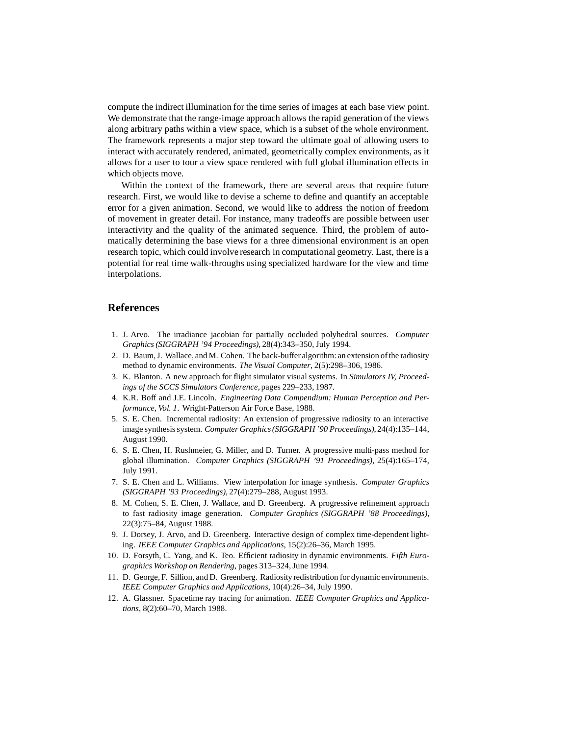compute the indirect illumination for the time series of images at each base view point. We demonstrate that the range-image approach allows the rapid generation of the views along arbitrary paths within a view space, which is a subset of the whole environment. The framework represents a major step toward the ultimate goal of allowing users to interact with accurately rendered, animated, geometrically complex environments, as it allows for a user to tour a view space rendered with full global illumination effects in which objects move.

Within the context of the framework, there are several areas that require future research. First, we would like to devise a scheme to define and quantify an acceptable error for a given animation. Second, we would like to address the notion of freedom of movement in greater detail. For instance, many tradeoffs are possible between user interactivity and the quality of the animated sequence. Third, the problem of automatically determining the base views for a three dimensional environment is an open research topic, which could involve research in computational geometry. Last, there is a potential for real time walk-throughs using specialized hardware for the view and time interpolations.

## References

1. J. Arvo. The irradiance jacobian for partially occluded polyhedral sources. *Computer Graphics (SIGGRAPH '94 Proceedings)*, 28(4):343–350, July 1994.
2. D. Baum, J. Wallace, and M. Cohen. The back-buffer algorithm: an extension of the radiosity method to dynamic environments. *The Visual Computer*, 2(5):298–306, 1986.
3. K. Blanton. A new approach for flight simulator visual systems. In *Simulators IV, Proceedings of the SCCS Simulators Conference*, pages 229–233, 1987.
4. K.R. Boff and J.E. Lincoln. *Engineering Data Compendium: Human Perception and Performance, Vol. 1*. Wright-Patterson Air Force Base, 1988.
5. S. E. Chen. Incremental radiosity: An extension of progressive radiosity to an interactive image synthesis system. *Computer Graphics (SIGGRAPH '90 Proceedings)*, 24(4):135–144, August 1990.
6. S. E. Chen, H. Rushmeier, G. Miller, and D. Turner. A progressive multi-pass method for global illumination. *Computer Graphics (SIGGRAPH '91 Proceedings)*, 25(4):165–174, July 1991.
7. S. E. Chen and L. Williams. View interpolation for image synthesis. *Computer Graphics (SIGGRAPH '93 Proceedings)*, 27(4):279–288, August 1993.
8. M. Cohen, S. E. Chen, J. Wallace, and D. Greenberg. A progressive refinement approach to fast radiosity image generation. *Computer Graphics (SIGGRAPH '88 Proceedings)*, 22(3):75–84, August 1988.
9. J. Dorsey, J. Arvo, and D. Greenberg. Interactive design of complex time-dependent lighting. *IEEE Computer Graphics and Applications*, 15(2):26–36, March 1995.
10. D. Forsyth, C. Yang, and K. Teo. Efficient radiosity in dynamic environments. *Fifth Eurographics Workshop on Rendering*, pages 313–324, June 1994.
11. D. George, F. Sillion, and D. Greenberg. Radiosity redistribution for dynamic environments. *IEEE Computer Graphics and Applications*, 10(4):26–34, July 1990.
12. A. Glassner. Spacetime ray tracing for animation. *IEEE Computer Graphics and Applications*, 8(2):60–70, March 1988.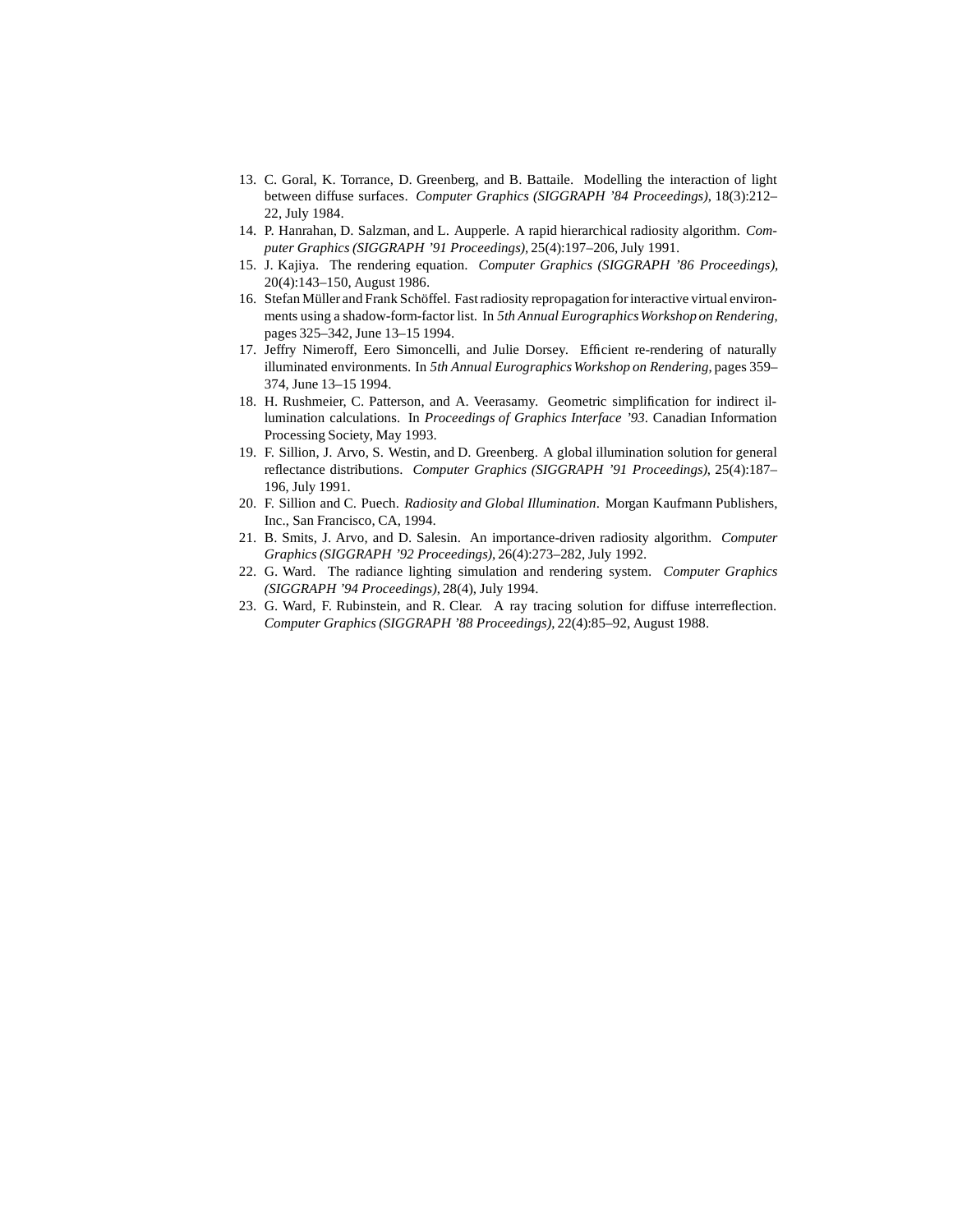13. C. Goral, K. Torrance, D. Greenberg, and B. Battaile. Modelling the interaction of light between diffuse surfaces. *Computer Graphics (SIGGRAPH '84 Proceedings)*, 18(3):212–22, July 1984.
14. P. Hanrahan, D. Salzman, and L. Aupperle. A rapid hierarchical radiosity algorithm. *Computer Graphics (SIGGRAPH '91 Proceedings)*, 25(4):197–206, July 1991.
15. J. Kajiya. The rendering equation. *Computer Graphics (SIGGRAPH '86 Proceedings)*, 20(4):143–150, August 1986.
16. Stefan Müller and Frank Schöffel. Fast radiosity repropagation for interactive virtual environments using a shadow-form-factor list. In *5th Annual Eurographics Workshop on Rendering*, pages 325–342, June 13–15 1994.
17. Jeffry Nimeroff, Eero Simoncelli, and Julie Dorsey. Efficient re-rendering of naturally illuminated environments. In *5th Annual Eurographics Workshop on Rendering*, pages 359–374, June 13–15 1994.
18. H. Rushmeier, C. Patterson, and A. Veerasamy. Geometric simplification for indirect illumination calculations. In *Proceedings of Graphics Interface '93*. Canadian Information Processing Society, May 1993.
19. F. Sillion, J. Arvo, S. Westin, and D. Greenberg. A global illumination solution for general reflectance distributions. *Computer Graphics (SIGGRAPH '91 Proceedings)*, 25(4):187–196, July 1991.
20. F. Sillion and C. Puech. *Radiosity and Global Illumination*. Morgan Kaufmann Publishers, Inc., San Francisco, CA, 1994.
21. B. Smits, J. Arvo, and D. Salesin. An importance-driven radiosity algorithm. *Computer Graphics (SIGGRAPH '92 Proceedings)*, 26(4):273–282, July 1992.
22. G. Ward. The radiance lighting simulation and rendering system. *Computer Graphics (SIGGRAPH '94 Proceedings)*, 28(4), July 1994.
23. G. Ward, F. Rubinstein, and R. Clear. A ray tracing solution for diffuse interreflection. *Computer Graphics (SIGGRAPH '88 Proceedings)*, 22(4):85–92, August 1988.